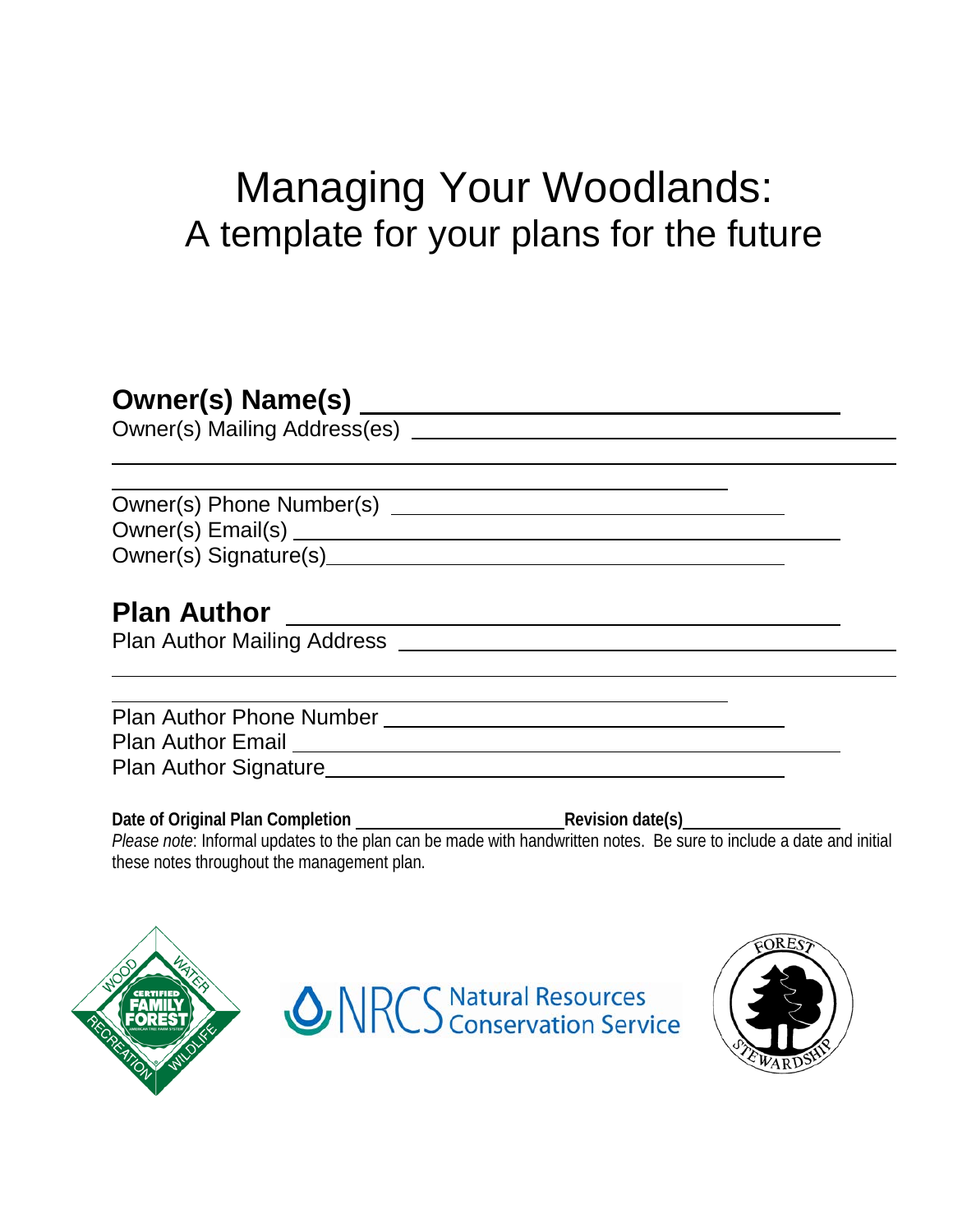# Managing Your Woodlands:
## A template for your plans for the future

**Owner(s) Name(s)** ______________________________

Owner(s) Mailing Address(es) ______________________________

______________________________

______________________________

Owner(s) Phone Number(s) ______________________________

Owner(s) Email(s) ______________________________

Owner(s) Signature(s) ______________________________

**Plan Author** ______________________________

Plan Author Mailing Address ______________________________

______________________________

______________________________

Plan Author Phone Number ______________________________

Plan Author Email ______________________________

Plan Author Signature ______________________________

**Date of Original Plan Completion** ____________________ **Revision date(s)** ____________________

*Please note*: Informal updates to the plan can be made with handwritten notes. Be sure to include a date and initial these notes throughout the management plan.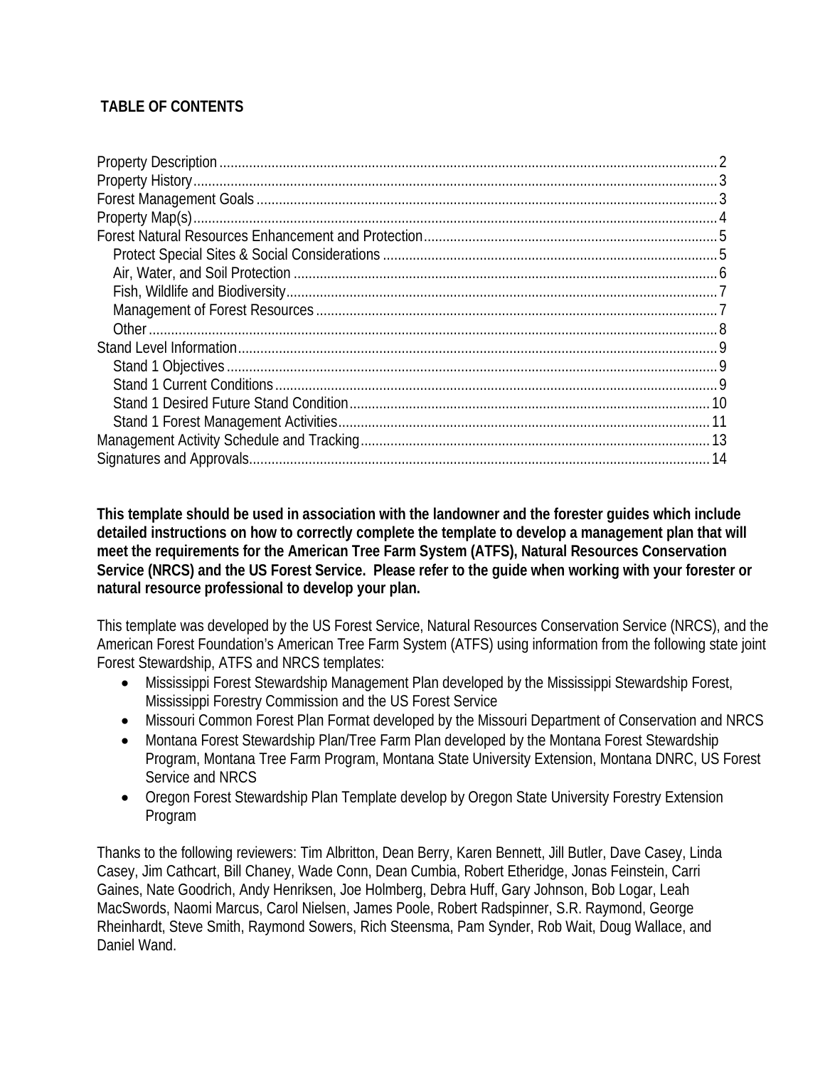## TABLE OF CONTENTS

- Property Description ..... 2
- Property History ..... 3
- Forest Management Goals ..... 3
- Property Map(s) ..... 4
- Forest Natural Resources Enhancement and Protection ..... 5
  - Protect Special Sites & Social Considerations ..... 5
  - Air, Water, and Soil Protection ..... 6
  - Fish, Wildlife and Biodiversity ..... 7
  - Management of Forest Resources ..... 7
  - Other ..... 8
- Stand Level Information ..... 9
  - Stand 1 Objectives ..... 9
  - Stand 1 Current Conditions ..... 9
  - Stand 1 Desired Future Stand Condition ..... 10
  - Stand 1 Forest Management Activities ..... 11
- Management Activity Schedule and Tracking ..... 13
- Signatures and Approvals ..... 14

**This template should be used in association with the landowner and the forester guides which include detailed instructions on how to correctly complete the template to develop a management plan that will meet the requirements for the American Tree Farm System (ATFS), Natural Resources Conservation Service (NRCS) and the US Forest Service. Please refer to the guide when working with your forester or natural resource professional to develop your plan.**

This template was developed by the US Forest Service, Natural Resources Conservation Service (NRCS), and the American Forest Foundation's American Tree Farm System (ATFS) using information from the following state joint Forest Stewardship, ATFS and NRCS templates:

- Mississippi Forest Stewardship Management Plan developed by the Mississippi Stewardship Forest, Mississippi Forestry Commission and the US Forest Service
- Missouri Common Forest Plan Format developed by the Missouri Department of Conservation and NRCS
- Montana Forest Stewardship Plan/Tree Farm Plan developed by the Montana Forest Stewardship Program, Montana Tree Farm Program, Montana State University Extension, Montana DNRC, US Forest Service and NRCS
- Oregon Forest Stewardship Plan Template develop by Oregon State University Forestry Extension Program

Thanks to the following reviewers: Tim Albritton, Dean Berry, Karen Bennett, Jill Butler, Dave Casey, Linda Casey, Jim Cathcart, Bill Chaney, Wade Conn, Dean Cumbia, Robert Etheridge, Jonas Feinstein, Carri Gaines, Nate Goodrich, Andy Henriksen, Joe Holmberg, Debra Huff, Gary Johnson, Bob Logar, Leah MacSwords, Naomi Marcus, Carol Nielsen, James Poole, Robert Radspinner, S.R. Raymond, George Rheinhardt, Steve Smith, Raymond Sowers, Rich Steensma, Pam Synder, Rob Wait, Doug Wallace, and Daniel Wand.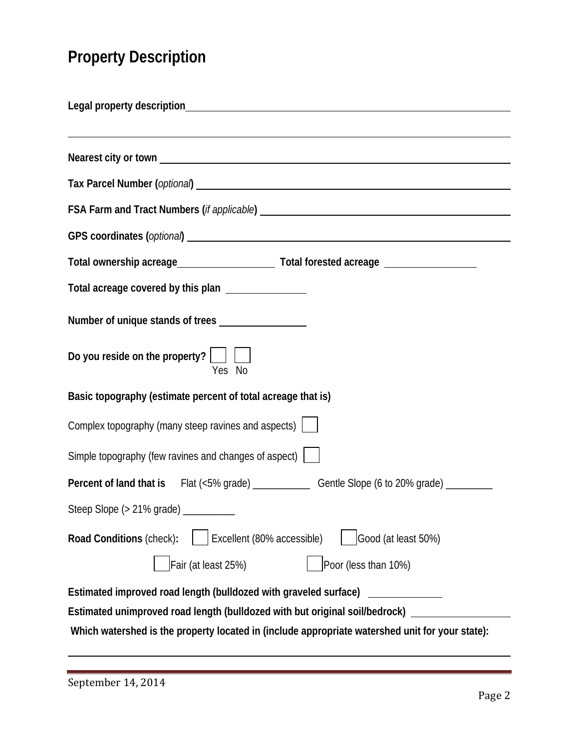# Property Description

**Legal property description**\_\_\_\_\_\_\_\_\_\_\_\_\_\_\_\_\_\_\_\_\_\_\_\_\_\_\_\_\_\_\_\_\_\_\_\_\_\_\_\_\_\_\_\_\_\_\_\_

\_\_\_\_\_\_\_\_\_\_\_\_\_\_\_\_\_\_\_\_\_\_\_\_\_\_\_\_\_\_\_\_\_\_\_\_\_\_\_\_\_\_\_\_\_\_\_\_\_\_\_\_\_\_\_\_\_\_\_\_\_\_\_\_

**Nearest city or town** \_\_\_\_\_\_\_\_\_\_\_\_\_\_\_\_\_\_\_\_\_\_\_\_\_\_\_\_\_\_\_\_\_\_\_\_\_\_\_\_\_\_\_\_\_\_\_\_

**Tax Parcel Number (***optional***)** \_\_\_\_\_\_\_\_\_\_\_\_\_\_\_\_\_\_\_\_\_\_\_\_\_\_\_\_\_\_\_\_\_\_\_\_\_\_\_\_\_\_

**FSA Farm and Tract Numbers (***if applicable***)** \_\_\_\_\_\_\_\_\_\_\_\_\_\_\_\_\_\_\_\_\_\_\_\_\_\_\_\_\_\_\_\_\_\_

**GPS coordinates (***optional***)** \_\_\_\_\_\_\_\_\_\_\_\_\_\_\_\_\_\_\_\_\_\_\_\_\_\_\_\_\_\_\_\_\_\_\_\_\_\_\_\_\_\_\_\_\_

**Total ownership acreage**\_\_\_\_\_\_\_\_\_\_\_\_\_\_\_\_\_\_ **Total forested acreage** \_\_\_\_\_\_\_\_\_\_\_\_\_\_\_\_

**Total acreage covered by this plan** \_\_\_\_\_\_\_\_\_\_\_\_\_\_

**Number of unique stands of trees** \_\_\_\_\_\_\_\_\_\_\_\_\_\_\_

**Do you reside on the property?** ☐ Yes ☐ No

**Basic topography (estimate percent of total acreage that is)**

Complex topography (many steep ravines and aspects) ☐

Simple topography (few ravines and changes of aspect) ☐

**Percent of land that is** Flat (<5% grade) \_\_\_\_\_\_\_\_\_\_\_ Gentle Slope (6 to 20% grade) \_\_\_\_\_\_\_\_\_

Steep Slope (> 21% grade) \_\_\_\_\_\_\_\_\_\_

**Road Conditions** (check)**:** ☐ Excellent (80% accessible) ☐ Good (at least 50%)

☐ Fair (at least 25%) ☐ Poor (less than 10%)

**Estimated improved road length (bulldozed with graveled surface)** \_\_\_\_\_\_\_\_\_\_\_\_\_

**Estimated unimproved road length (bulldozed with but original soil/bedrock)** \_\_\_\_\_\_\_\_\_\_\_\_\_\_\_\_\_\_

**Which watershed is the property located in (include appropriate watershed unit for your state):**

\_\_\_\_\_\_\_\_\_\_\_\_\_\_\_\_\_\_\_\_\_\_\_\_\_\_\_\_\_\_\_\_\_\_\_\_\_\_\_\_\_\_\_\_\_\_\_\_\_\_\_\_\_\_\_\_\_\_\_\_\_\_\_\_

September 14, 2014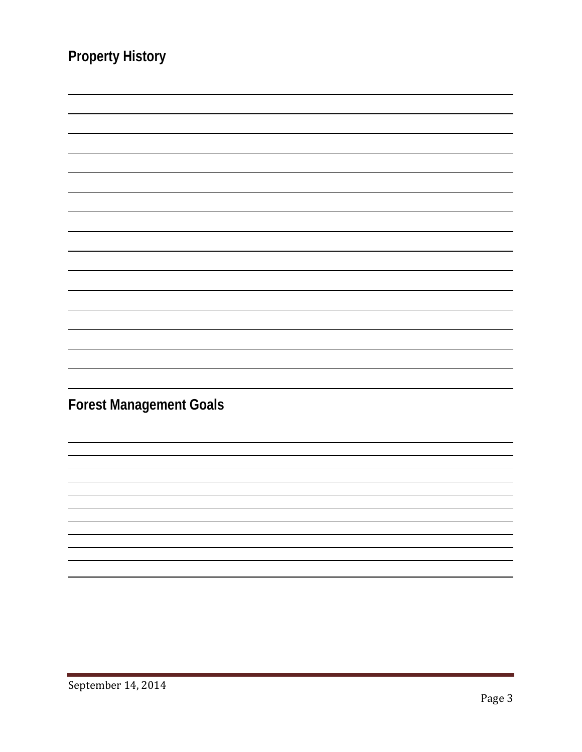## Property History

## Forest Management Goals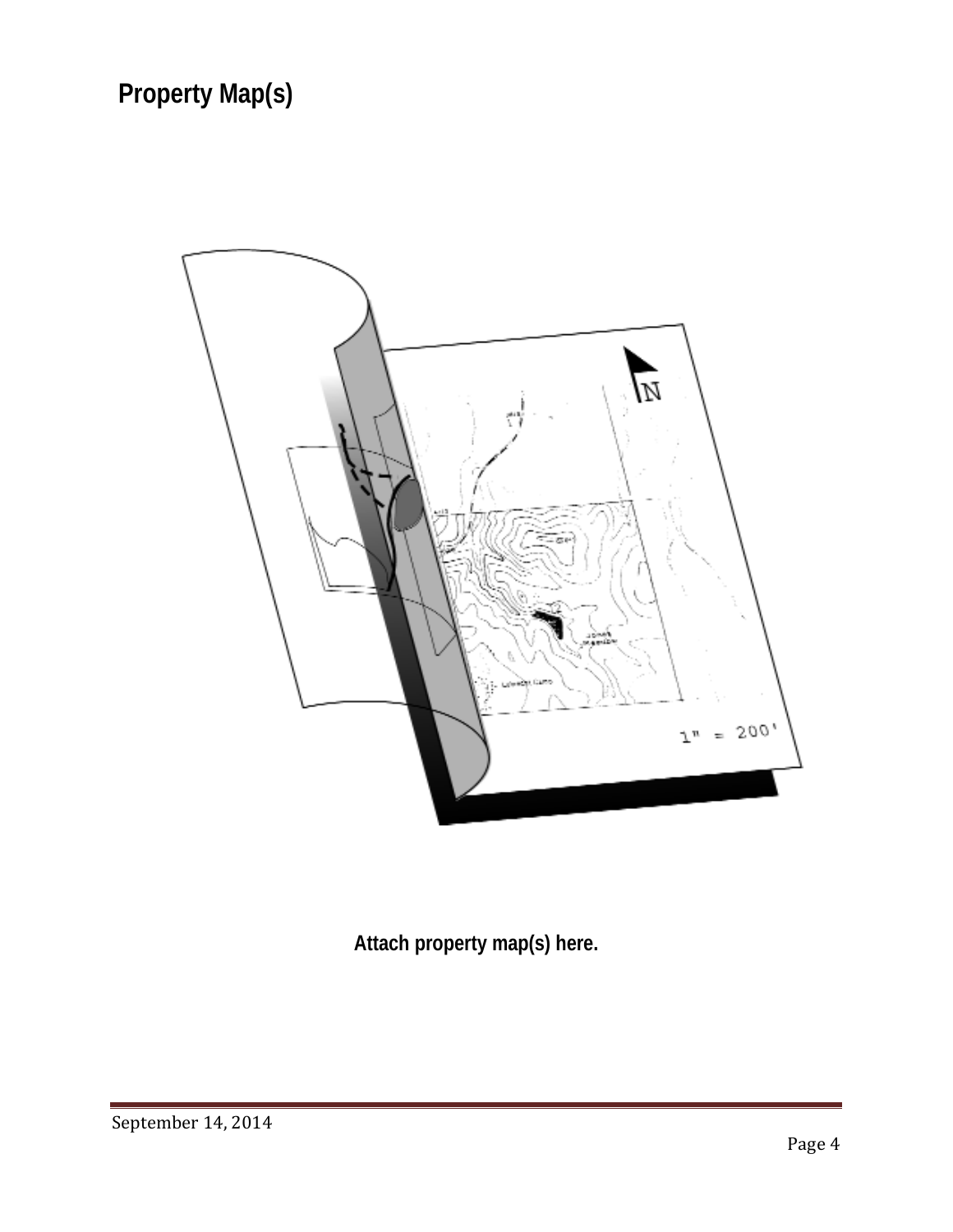# Property Map(s)

**Attach property map(s) here.**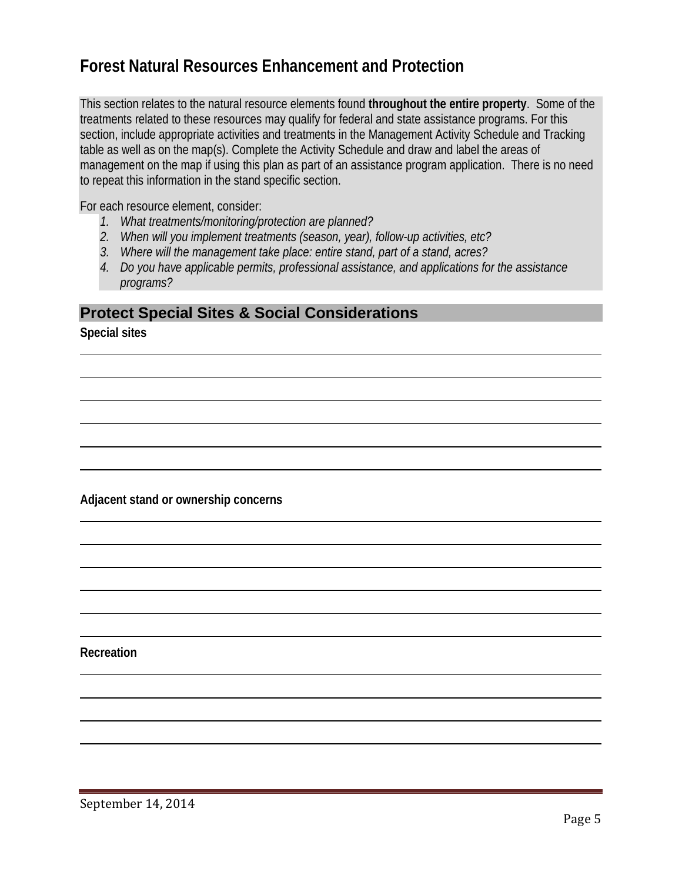# Forest Natural Resources Enhancement and Protection

This section relates to the natural resource elements found **throughout the entire property**. Some of the treatments related to these resources may qualify for federal and state assistance programs. For this section, include appropriate activities and treatments in the Management Activity Schedule and Tracking table as well as on the map(s). Complete the Activity Schedule and draw and label the areas of management on the map if using this plan as part of an assistance program application. There is no need to repeat this information in the stand specific section.

For each resource element, consider:

1. *What treatments/monitoring/protection are planned?*
2. *When will you implement treatments (season, year), follow-up activities, etc?*
3. *Where will the management take place: entire stand, part of a stand, acres?*
4. *Do you have applicable permits, professional assistance, and applications for the assistance programs?*

## Protect Special Sites & Social Considerations

**Special sites**

**Adjacent stand or ownership concerns**

**Recreation**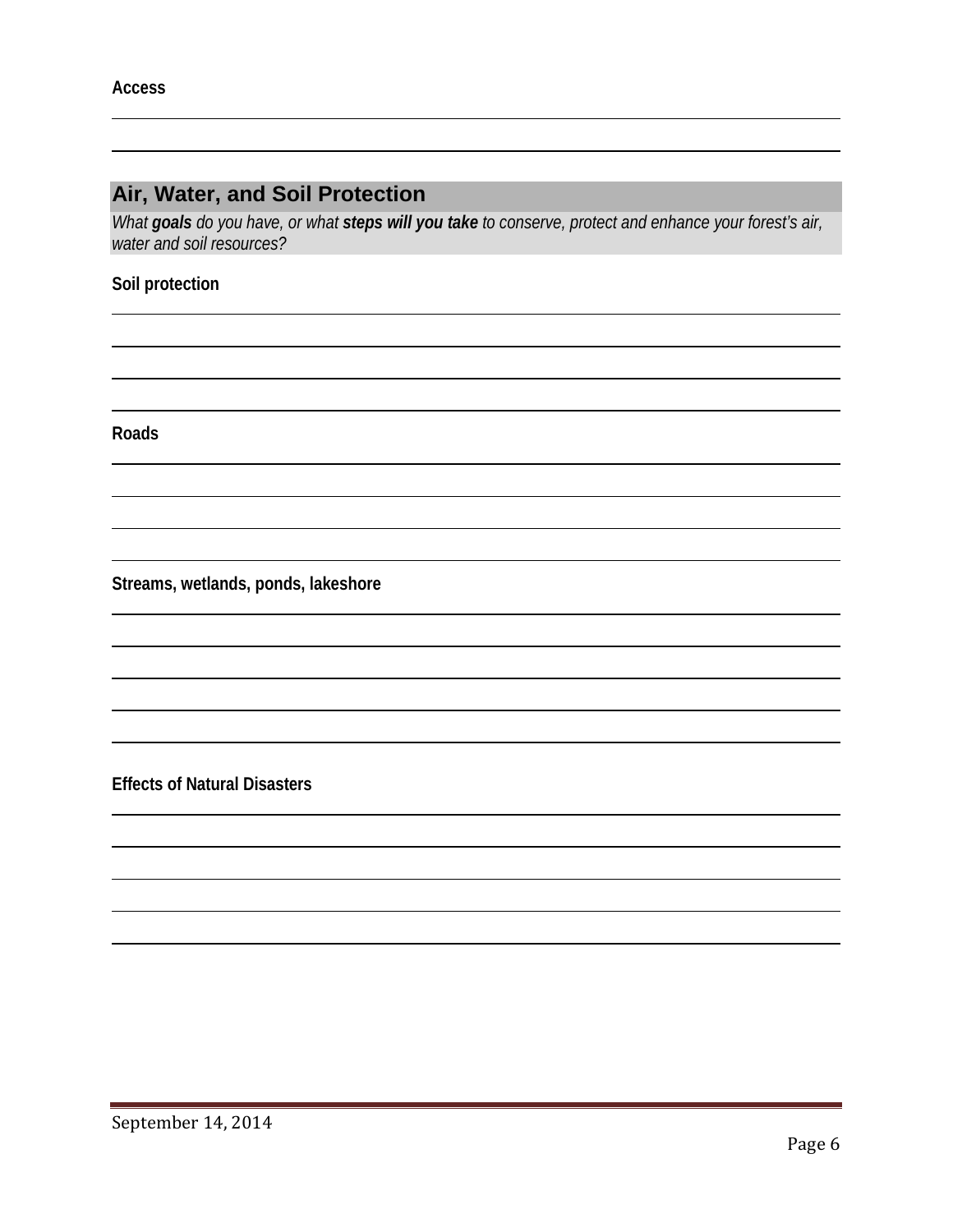**Access**

## Air, Water, and Soil Protection

*What **goals** do you have, or what **steps will you take** to conserve, protect and enhance your forest's air, water and soil resources?*

**Soil protection**

**Roads**

**Streams, wetlands, ponds, lakeshore**

**Effects of Natural Disasters**

September 14, 2014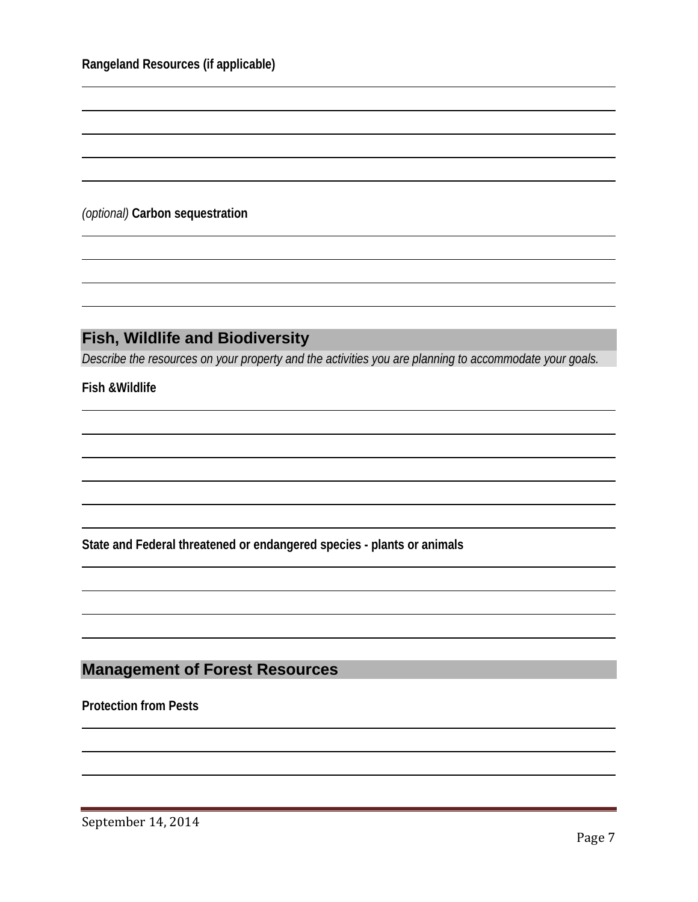**Rangeland Resources (if applicable)**

*(optional)* **Carbon sequestration**

## Fish, Wildlife and Biodiversity

*Describe the resources on your property and the activities you are planning to accommodate your goals.*

**Fish &Wildlife**

**State and Federal threatened or endangered species - plants or animals**

## Management of Forest Resources

**Protection from Pests**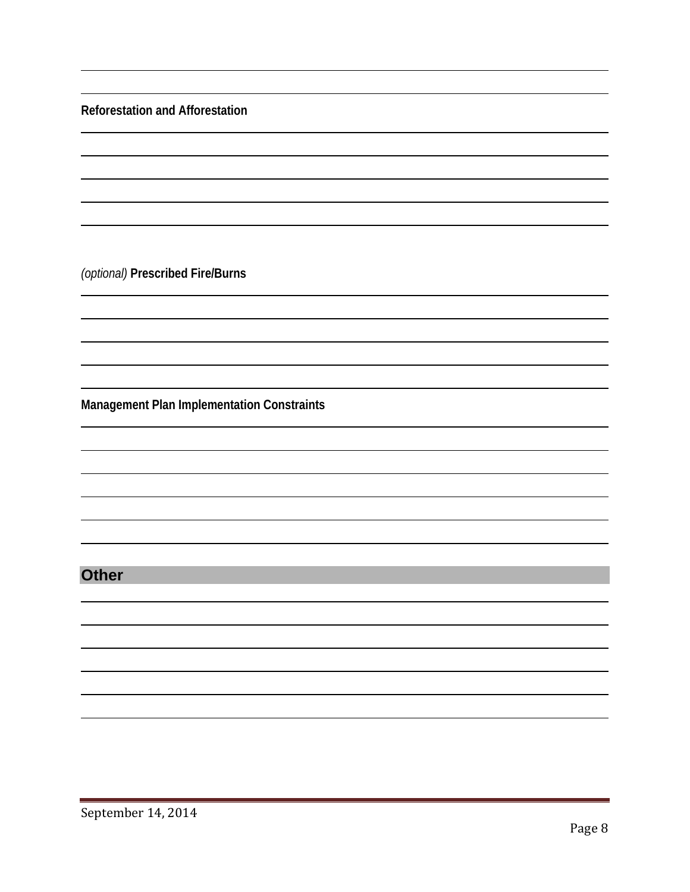**Reforestation and Afforestation**

*(optional)* **Prescribed Fire/Burns**

**Management Plan Implementation Constraints**

## Other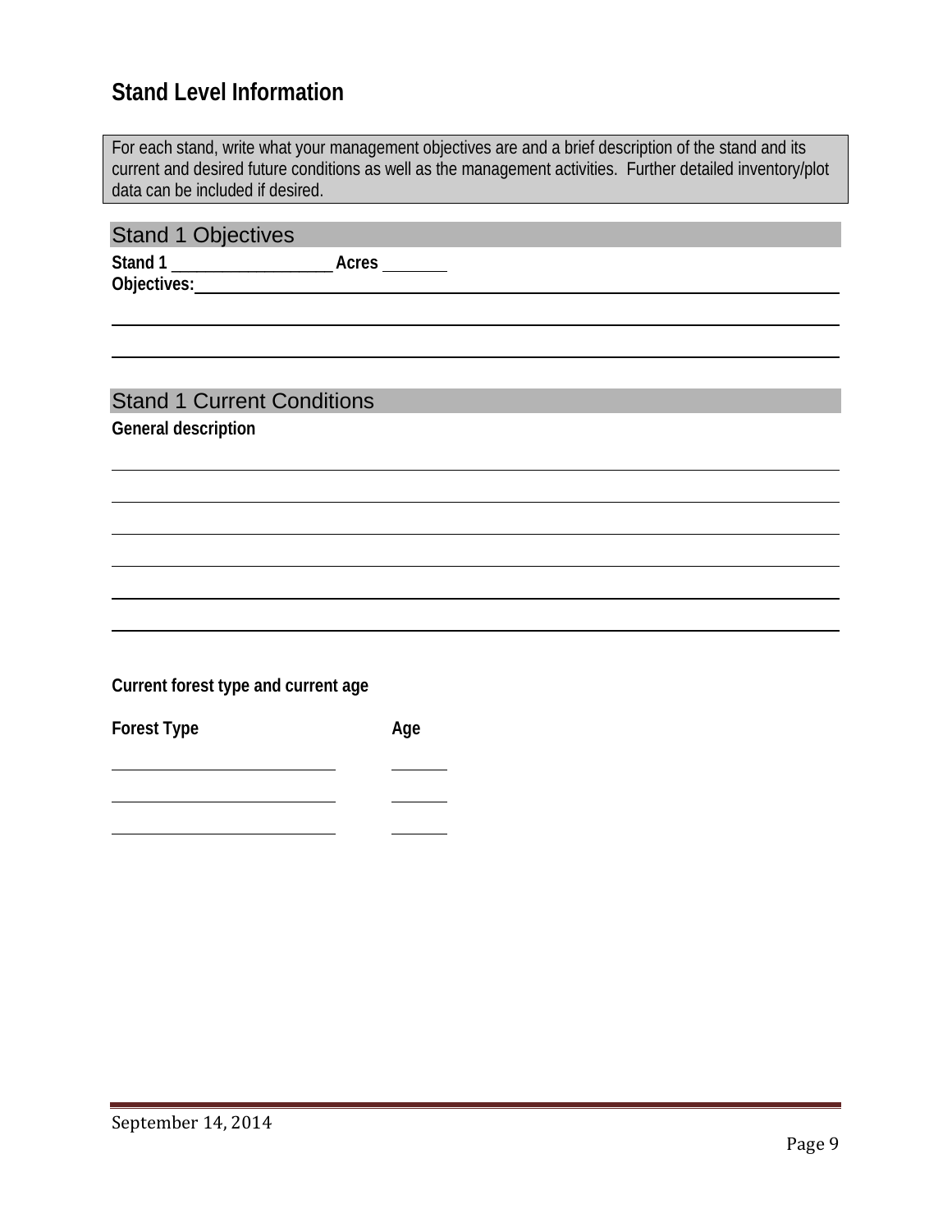## Stand Level Information

For each stand, write what your management objectives are and a brief description of the stand and its current and desired future conditions as well as the management activities. Further detailed inventory/plot data can be included if desired.

### Stand 1 Objectives

**Stand 1** ____________________ **Acres** ________

**Objectives:**____________________________________________________________

______________________________________________________________________

______________________________________________________________________

### Stand 1 Current Conditions

**General description**

______________________________________________________________________

______________________________________________________________________

______________________________________________________________________

______________________________________________________________________

______________________________________________________________________

______________________________________________________________________

**Current forest type and current age**

| Forest Type | Age |
|---|---|
| ____________________________ | _______ |
| ____________________________ | _______ |
| ____________________________ | _______ |

September 14, 2014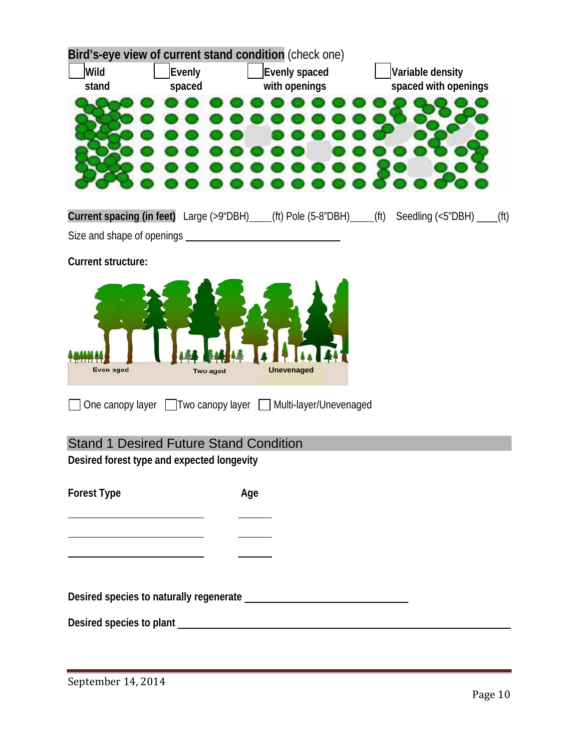**Bird's-eye view of current stand condition** (check one)

☐ **Wild stand** ☐ **Evenly spaced** ☐ **Evenly spaced with openings** ☐ **Variable density spaced with openings**

**Current spacing (in feet)** Large (>9"DBH)____(ft) Pole (5-8"DBH)_____(ft) Seedling (<5"DBH) ____(ft)

Size and shape of openings ______________________________

**Current structure:**

Even aged Two aged Unevenaged

☐ One canopy layer ☐ Two canopy layer ☐ Multi-layer/Unevenaged

## Stand 1 Desired Future Stand Condition

**Desired forest type and expected longevity**

| **Forest Type** | **Age** |
|---|---|
| ___________________________ | ______ |
| ___________________________ | ______ |
| ___________________________ | ______ |

**Desired species to naturally regenerate** ______________________________

**Desired species to plant** ______________________________________________________________

September 14, 2014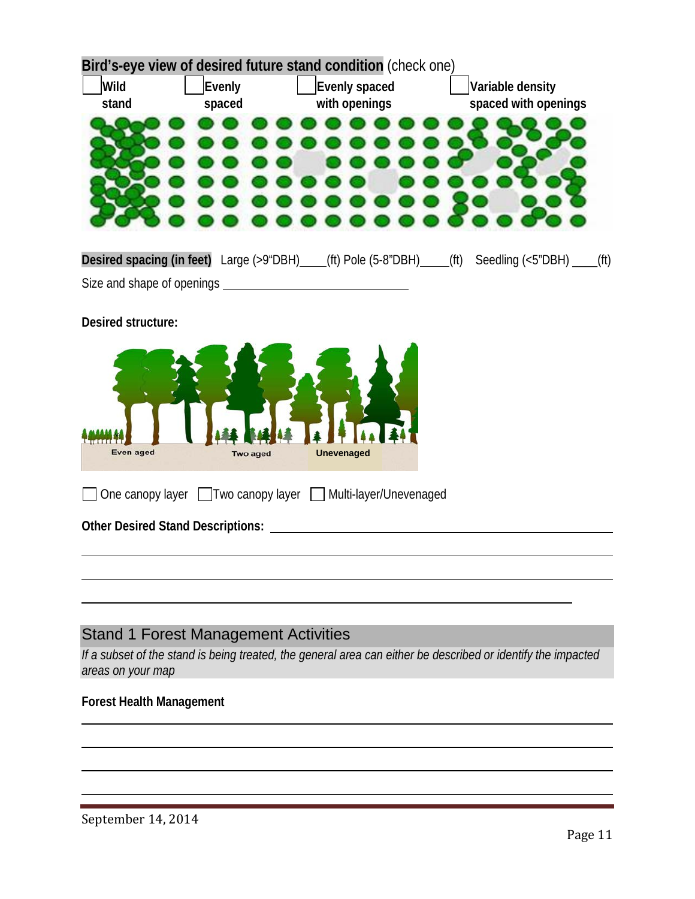**Bird's-eye view of desired future stand condition** (check one)

☐ **Wild stand** ☐ **Evenly spaced** ☐ **Evenly spaced with openings** ☐ **Variable density spaced with openings**

**Desired spacing (in feet)** Large (>9"DBH)____(ft) Pole (5-8"DBH)_____(ft) Seedling (<5"DBH) ____(ft)

Size and shape of openings ______________________________

**Desired structure:**

Even aged Two aged Unevenaged

☐ One canopy layer ☐ Two canopy layer ☐ Multi-layer/Unevenaged

**Other Desired Stand Descriptions:** ____________________________________________

_____________________________________________________________________________

_____________________________________________________________________________

_____________________________________________________________________________

## Stand 1 Forest Management Activities

*If a subset of the stand is being treated, the general area can either be described or identify the impacted areas on your map*

**Forest Health Management**

_____________________________________________________________________________

_____________________________________________________________________________

_____________________________________________________________________________

_____________________________________________________________________________

September 14, 2014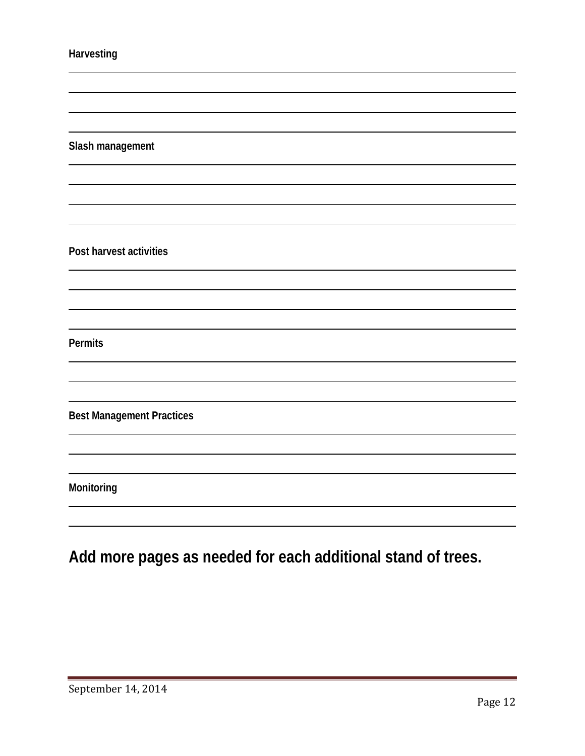**Harvesting**

**Slash management**

**Post harvest activities**

**Permits**

**Best Management Practices**

**Monitoring**

## Add more pages as needed for each additional stand of trees.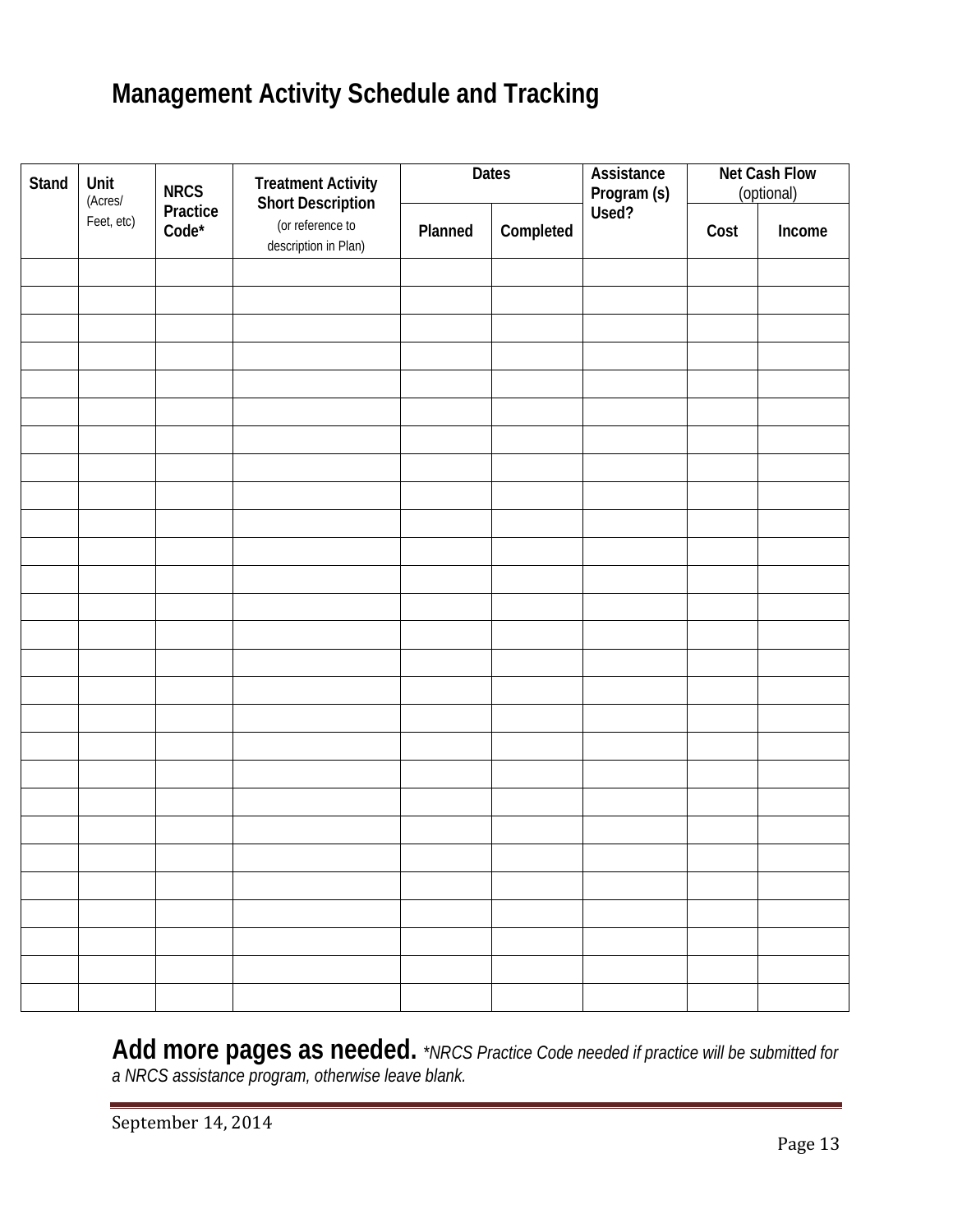## Management Activity Schedule and Tracking

| Stand | Unit (Acres/ Feet, etc) | NRCS Practice Code* | Treatment Activity Short Description (or reference to description in Plan) | Dates | | Assistance Program (s) Used? | Net Cash Flow (optional) | |
|---|---|---|---|---|---|---|---|---|
| | | | | Planned | Completed | | Cost | Income |
| | | | | | | | | |
| | | | | | | | | |
| | | | | | | | | |
| | | | | | | | | |
| | | | | | | | | |
| | | | | | | | | |
| | | | | | | | | |
| | | | | | | | | |
| | | | | | | | | |
| | | | | | | | | |
| | | | | | | | | |
| | | | | | | | | |
| | | | | | | | | |
| | | | | | | | | |
| | | | | | | | | |
| | | | | | | | | |
| | | | | | | | | |
| | | | | | | | | |
| | | | | | | | | |
| | | | | | | | | |
| | | | | | | | | |
| | | | | | | | | |
| | | | | | | | | |
| | | | | | | | | |
| | | | | | | | | |
| | | | | | | | | |

**Add more pages as needed.** *\*NRCS Practice Code needed if practice will be submitted for a NRCS assistance program, otherwise leave blank.*

September 14, 2014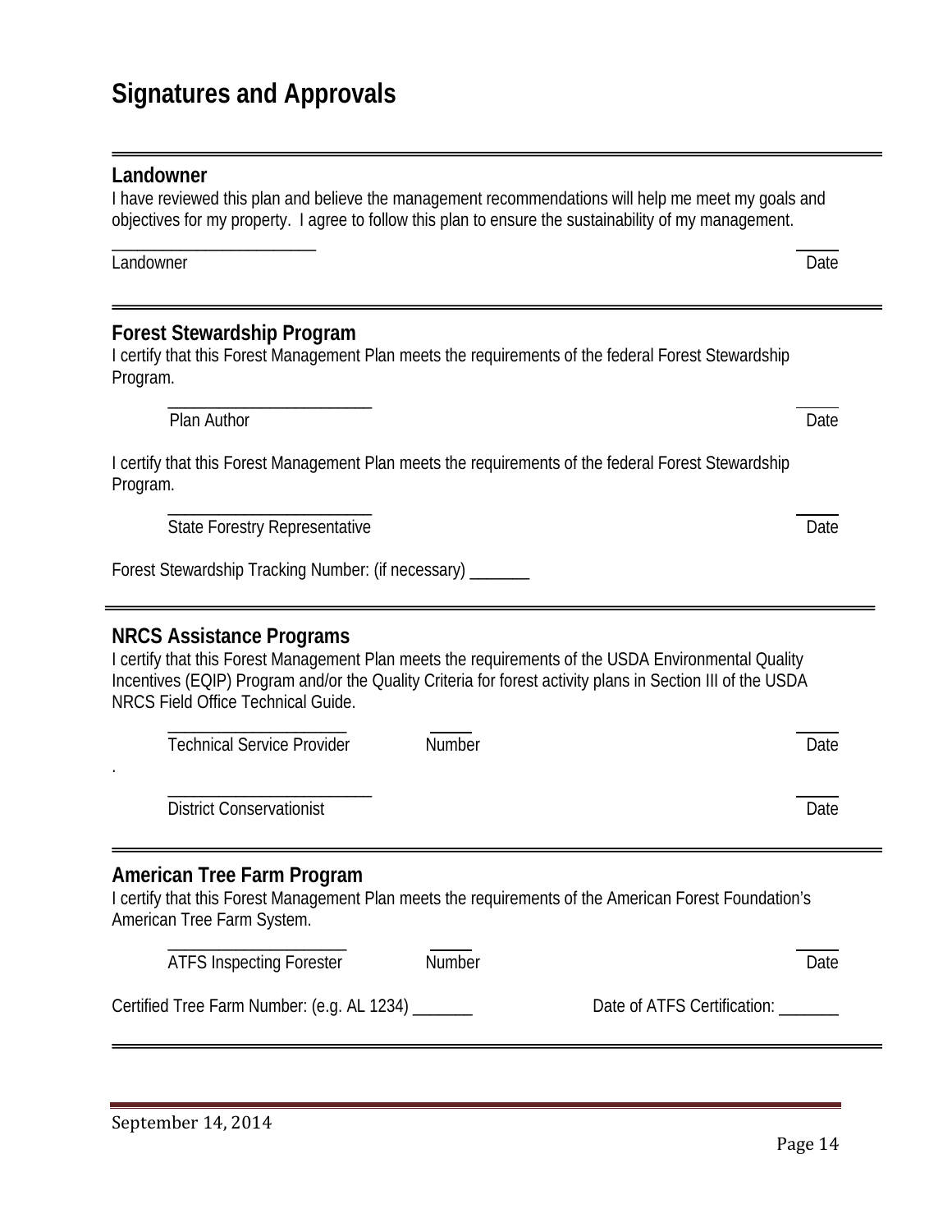# Signatures and Approvals

---

### Landowner

I have reviewed this plan and believe the management recommendations will help me meet my goals and objectives for my property. I agree to follow this plan to ensure the sustainability of my management.

________________________ ____

Landowner Date

---

### Forest Stewardship Program

I certify that this Forest Management Plan meets the requirements of the federal Forest Stewardship Program.

________________________ ____

Plan Author Date

I certify that this Forest Management Plan meets the requirements of the federal Forest Stewardship Program.

________________________ ____

State Forestry Representative Date

Forest Stewardship Tracking Number: (if necessary) _______

---

### NRCS Assistance Programs

I certify that this Forest Management Plan meets the requirements of the USDA Environmental Quality Incentives (EQIP) Program and/or the Quality Criteria for forest activity plans in Section III of the USDA NRCS Field Office Technical Guide.

_____________________ ____ ____

Technical Service Provider Number Date

.

________________________ ____

District Conservationist Date

---

### American Tree Farm Program

I certify that this Forest Management Plan meets the requirements of the American Forest Foundation's American Tree Farm System.

_____________________ ____ ____

ATFS Inspecting Forester Number Date

Certified Tree Farm Number: (e.g. AL 1234) _______ Date of ATFS Certification: _______

---

September 14, 2014